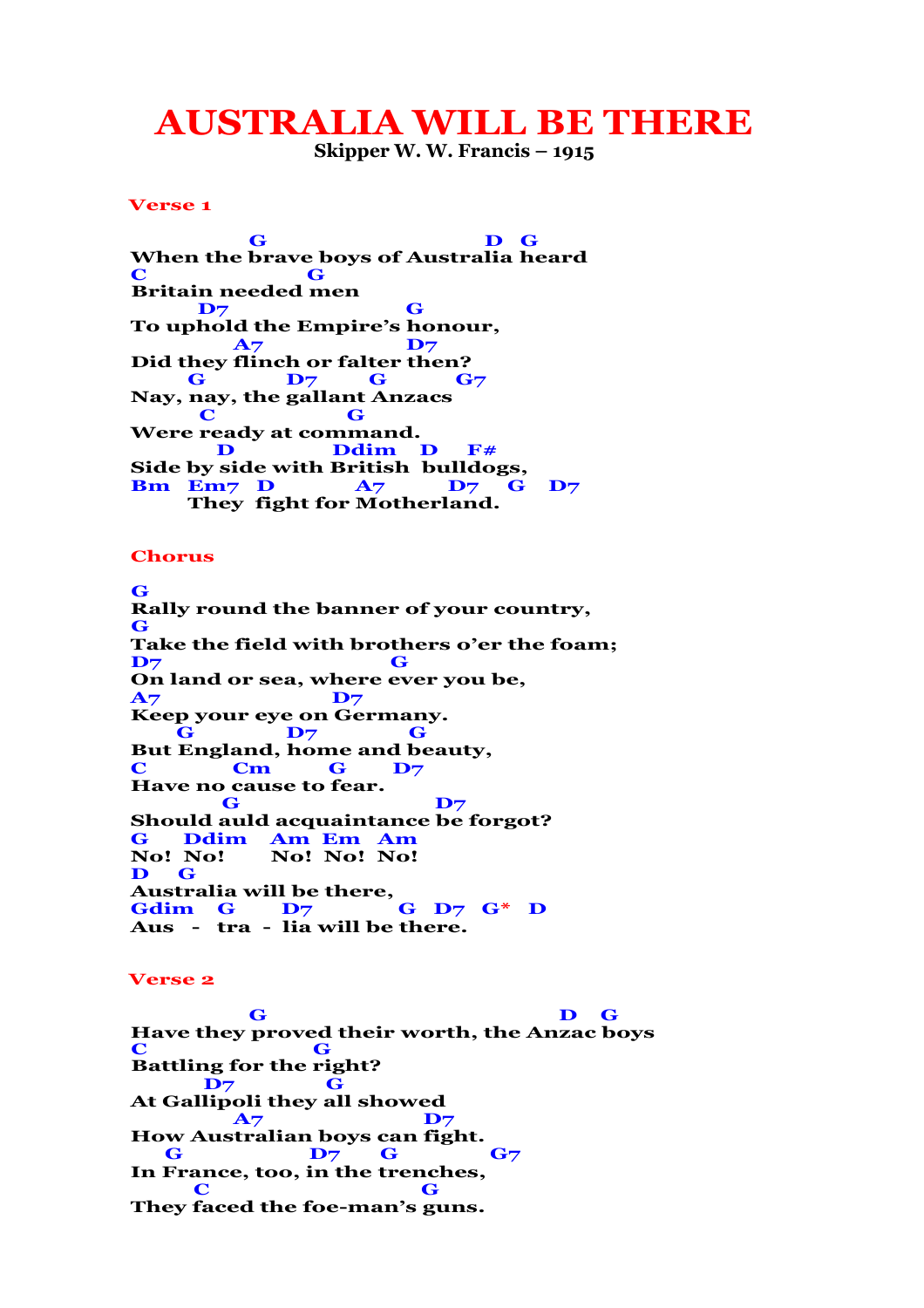# AUSTRALIA WILL BE THERE

**Skipper W. W. Francis – 1915**

### Verse 1

```
            G                                   D   G
When the brave boys of Australia heard
C                  G
Britain needed men
       D7                     G
To uphold the Empire's honour,
          A7                  D7
Did they flinch or falter then?
     G          D7       G         G7
Nay, nay, the gallant Anzacs
      C                 G
Were ready at command.
        D            Ddim    D    F#
Side by side with British  bulldogs,
Bm   Em7   D          A7         D7    G    D7
     They  fight for Motherland.
```

### Chorus

```
G
Rally round the banner of your country,
G
Take the field with brothers o'er the foam;
D7                         G
On land or sea, where ever you be,
A7                    D7
Keep your eye on Germany.
    G           D7          G
But England, home and beauty,
C         Cm        G       D7
Have no cause to fear.
          G                         D7
Should auld acquaintance be forgot?
G     Ddim      Am  Em   Am
No!  No!        No!  No!  No!
D    G
Australia will be there,
Gdim    G       D7            G   D7   G*   D
Aus   -   tra  -  lia will be there.
```

### Verse 2

```
            G                                        D    G
Have they proved their worth, the Anzac boys
C                 G
Battling for the right?
        D7          G
At Gallipoli they all showed
          A7                  D7
How Australian boys can fight.
    G                D7      G          G7
In France, too, in the trenches,
      C                     G
They faced the foe-man's guns.
```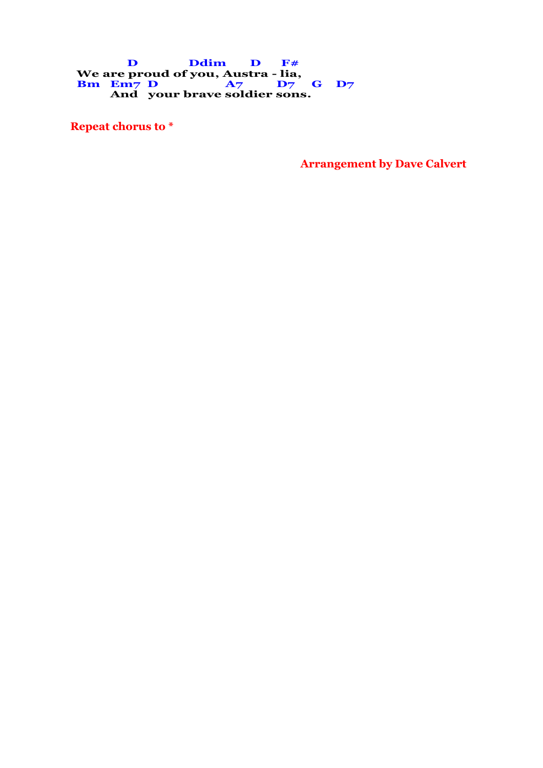```
          D             Ddim      D     F#
We are proud of you, Austra - lia,
Bm   Em7  D                A7        D7    G    D7
       And   your brave soldier sons.
```

**Repeat chorus to ***

**Arrangement by Dave Calvert**